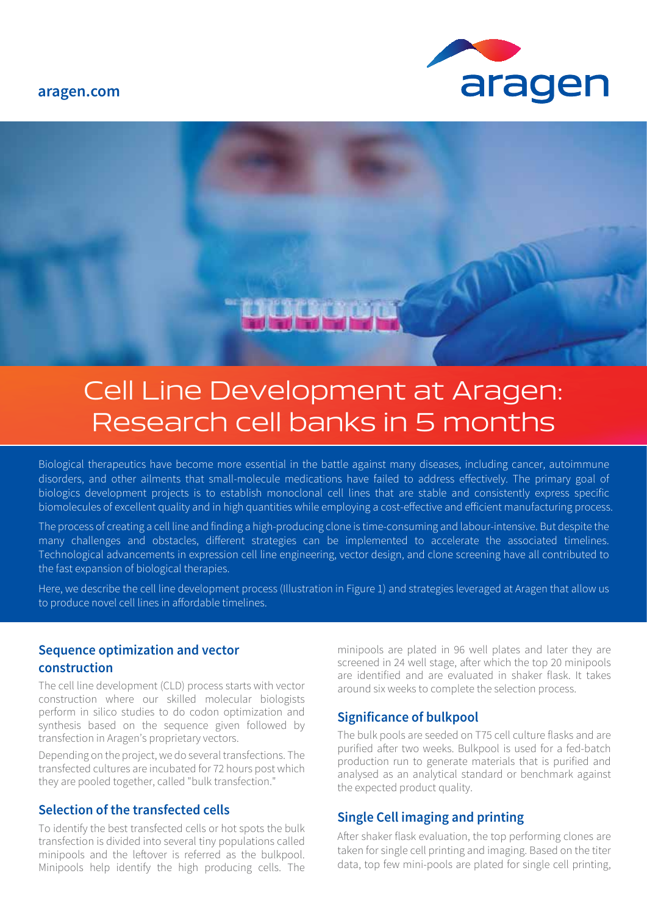aragen.com

# Cell Line Development at Aragen: Research cell banks in 5 months

Biological therapeutics have become more essential in the battle against many diseases, including cancer, autoimmune disorders, and other ailments that small-molecule medications have failed to address effectively. The primary goal of biologics development projects is to establish monoclonal cell lines that are stable and consistently express specific biomolecules of excellent quality and in high quantities while employing a cost-effective and efficient manufacturing process.

The process of creating a cell line and finding a high-producing clone is time-consuming and labour-intensive. But despite the many challenges and obstacles, different strategies can be implemented to accelerate the associated timelines. Technological advancements in expression cell line engineering, vector design, and clone screening have all contributed to the fast expansion of biological therapies.

Here, we describe the cell line development process (Illustration in Figure 1) and strategies leveraged at Aragen that allow us to produce novel cell lines in affordable timelines.

## Sequence optimization and vector construction

The cell line development (CLD) process starts with vector construction where our skilled molecular biologists perform in silico studies to do codon optimization and synthesis based on the sequence given followed by transfection in Aragen's proprietary vectors.

Depending on the project, we do several transfections. The transfected cultures are incubated for 72 hours post which they are pooled together, called "bulk transfection."

## Selection of the transfected cells

To identify the best transfected cells or hot spots the bulk transfection is divided into several tiny populations called minipools and the leftover is referred as the bulkpool. Minipools help identify the high producing cells. The minipools are plated in 96 well plates and later they are screened in 24 well stage, after which the top 20 minipools are identified and are evaluated in shaker flask. It takes around six weeks to complete the selection process.

## Significance of bulkpool

The bulk pools are seeded on T75 cell culture flasks and are purified after two weeks. Bulkpool is used for a fed-batch production run to generate materials that is purified and analysed as an analytical standard or benchmark against the expected product quality.

## Single Cell imaging and printing

After shaker flask evaluation, the top performing clones are taken for single cell printing and imaging. Based on the titer data, top few mini-pools are plated for single cell printing,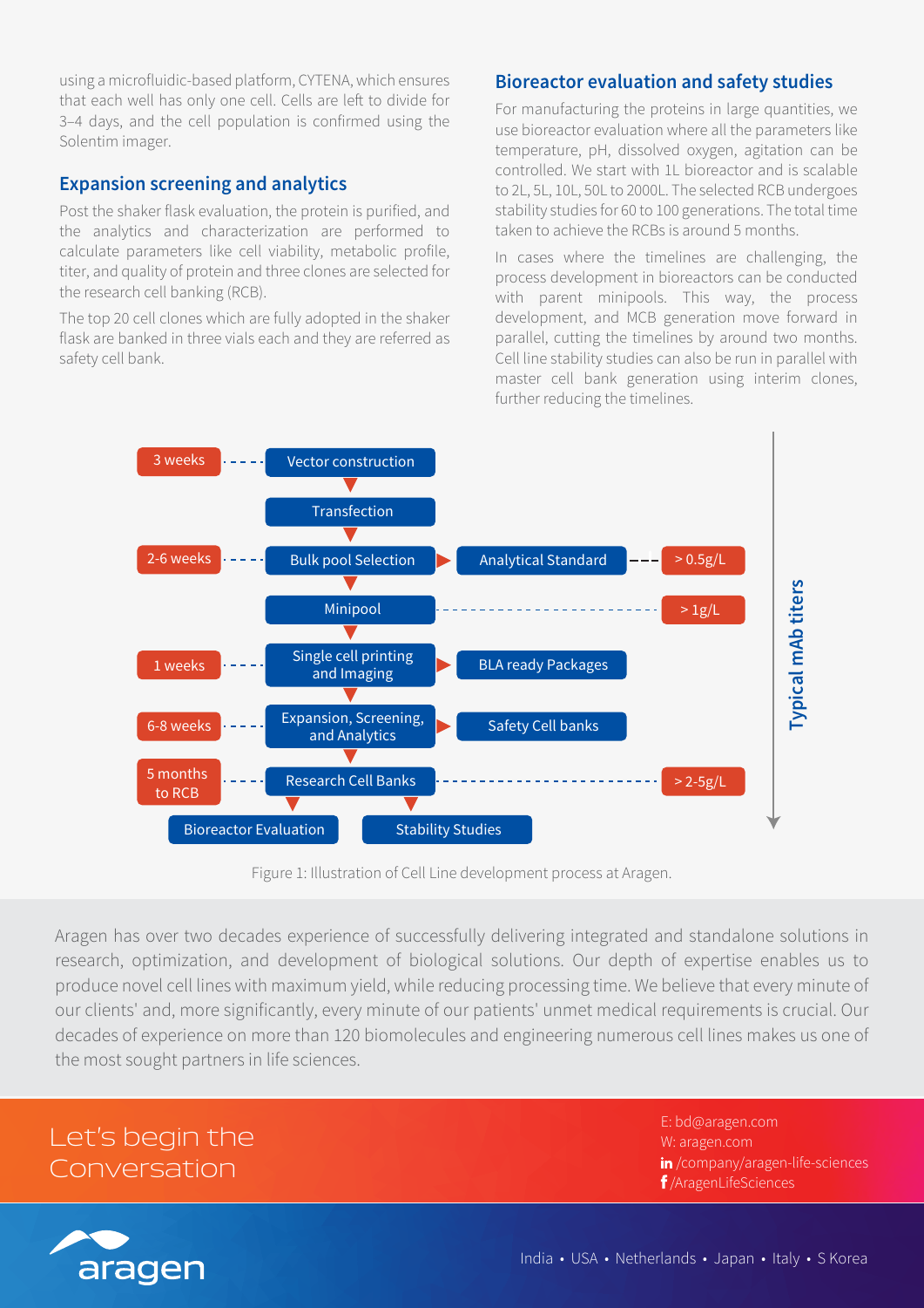using a microfluidic-based platform, CYTENA, which ensures that each well has only one cell. Cells are left to divide for 3–4 days, and the cell population is confirmed using the Solentim imager.

## Expansion screening and analytics

Post the shaker flask evaluation, the protein is purified, and the analytics and characterization are performed to calculate parameters like cell viability, metabolic profile, titer, and quality of protein and three clones are selected for the research cell banking (RCB).

The top 20 cell clones which are fully adopted in the shaker flask are banked in three vials each and they are referred as safety cell bank.

## Bioreactor evaluation and safety studies

For manufacturing the proteins in large quantities, we use bioreactor evaluation where all the parameters like temperature, pH, dissolved oxygen, agitation can be controlled. We start with 1L bioreactor and is scalable to 2L, 5L, 10L, 50L to 2000L. The selected RCB undergoes stability studies for 60 to 100 generations. The total time taken to achieve the RCBs is around 5 months.

In cases where the timelines are challenging, the process development in bioreactors can be conducted with parent minipools. This way, the process development, and MCB generation move forward in parallel, cutting the timelines by around two months. Cell line stability studies can also be run in parallel with master cell bank generation using interim clones, further reducing the timelines.

3 weeks
Vector construction
Transfection
2-6 weeks
Bulk pool Selection
Analytical Standard
> 0.5g/L
Minipool
> 1g/L
1 weeks
Single cell printing and Imaging
BLA ready Packages
6-8 weeks
Expansion, Screening, and Analytics
Safety Cell banks
5 months to RCB
Research Cell Banks
> 2-5g/L
Bioreactor Evaluation
Stability Studies
Typical mAb titers

Figure 1: Illustration of Cell Line development process at Aragen.

Aragen has over two decades experience of successfully delivering integrated and standalone solutions in research, optimization, and development of biological solutions. Our depth of expertise enables us to produce novel cell lines with maximum yield, while reducing processing time. We believe that every minute of our clients' and, more significantly, every minute of our patients' unmet medical requirements is crucial. Our decades of experience on more than 120 biomolecules and engineering numerous cell lines makes us one of the most sought partners in life sciences.

Let's begin the Conversation

E: bd@aragen.com
W: aragen.com
in /company/aragen-life-sciences
f /AragenLifeSciences

aragen

India • USA • Netherlands • Japan • Italy • S Korea